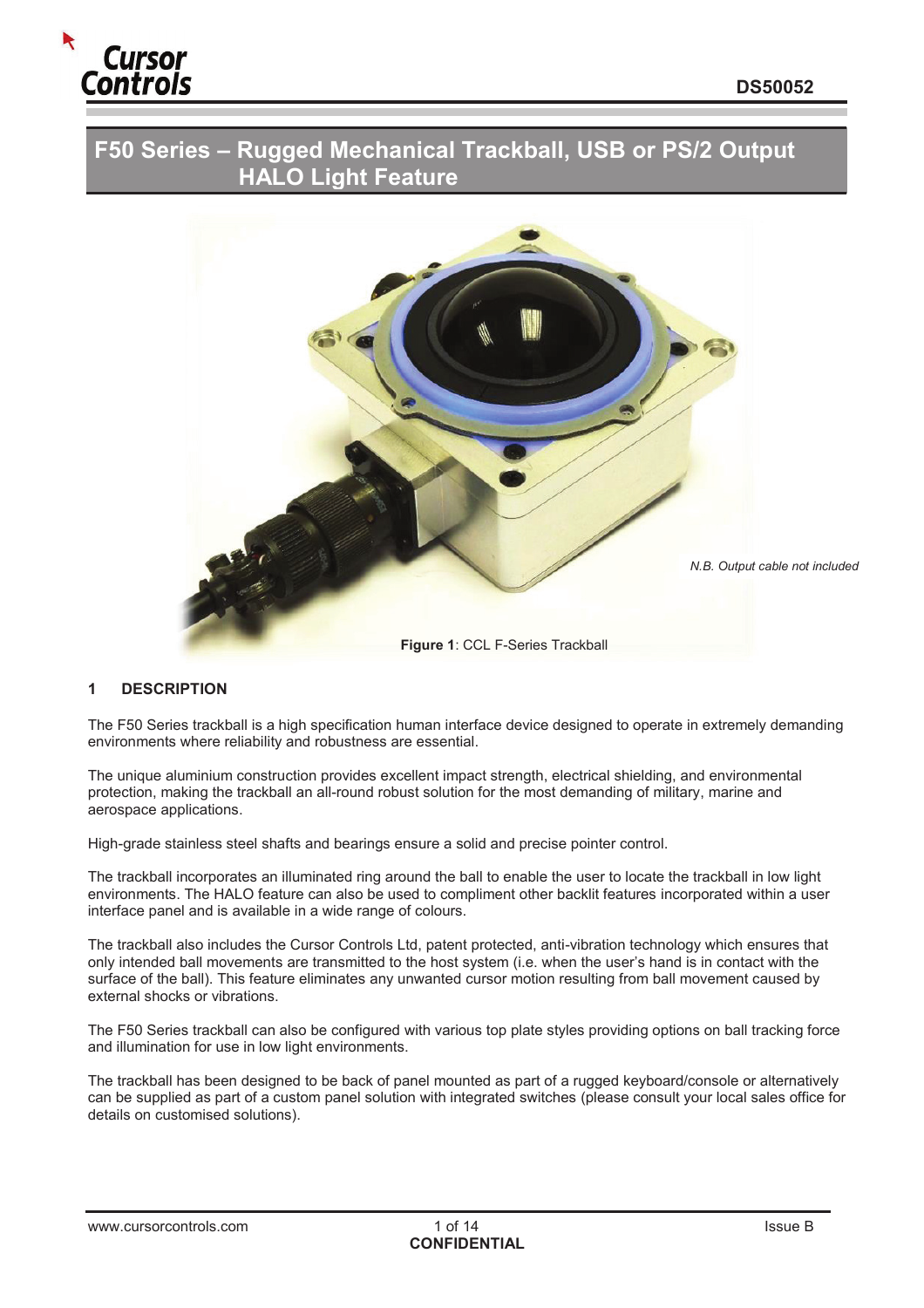# F50 Series – Rugged Mechanical Trackball, USB or PS/2 Output HALO Light Feature

*N.B. Output cable not included*

**Figure 1**: CCL F-Series Trackball

## 1 DESCRIPTION

The F50 Series trackball is a high specification human interface device designed to operate in extremely demanding environments where reliability and robustness are essential.

The unique aluminium construction provides excellent impact strength, electrical shielding, and environmental protection, making the trackball an all-round robust solution for the most demanding of military, marine and aerospace applications.

High-grade stainless steel shafts and bearings ensure a solid and precise pointer control.

The trackball incorporates an illuminated ring around the ball to enable the user to locate the trackball in low light environments. The HALO feature can also be used to compliment other backlit features incorporated within a user interface panel and is available in a wide range of colours.

The trackball also includes the Cursor Controls Ltd, patent protected, anti-vibration technology which ensures that only intended ball movements are transmitted to the host system (i.e. when the user's hand is in contact with the surface of the ball). This feature eliminates any unwanted cursor motion resulting from ball movement caused by external shocks or vibrations.

The F50 Series trackball can also be configured with various top plate styles providing options on ball tracking force and illumination for use in low light environments.

The trackball has been designed to be back of panel mounted as part of a rugged keyboard/console or alternatively can be supplied as part of a custom panel solution with integrated switches (please consult your local sales office for details on customised solutions).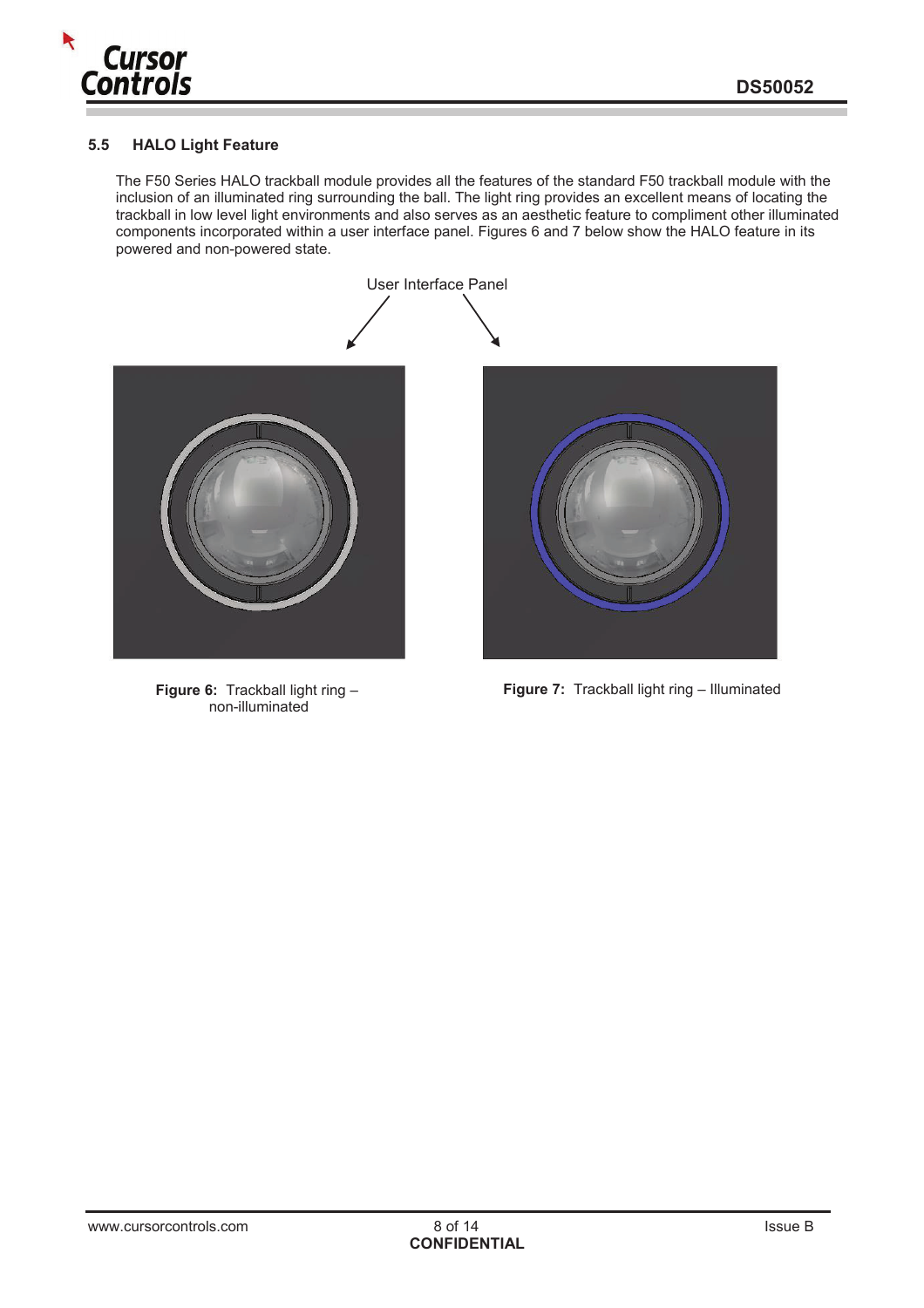### 5.5 HALO Light Feature

The F50 Series HALO trackball module provides all the features of the standard F50 trackball module with the inclusion of an illuminated ring surrounding the ball. The light ring provides an excellent means of locating the trackball in low level light environments and also serves as an aesthetic feature to compliment other illuminated components incorporated within a user interface panel. Figures 6 and 7 below show the HALO feature in its powered and non-powered state.

User Interface Panel

**Figure 6:** Trackball light ring – non-illuminated

**Figure 7:** Trackball light ring – Illuminated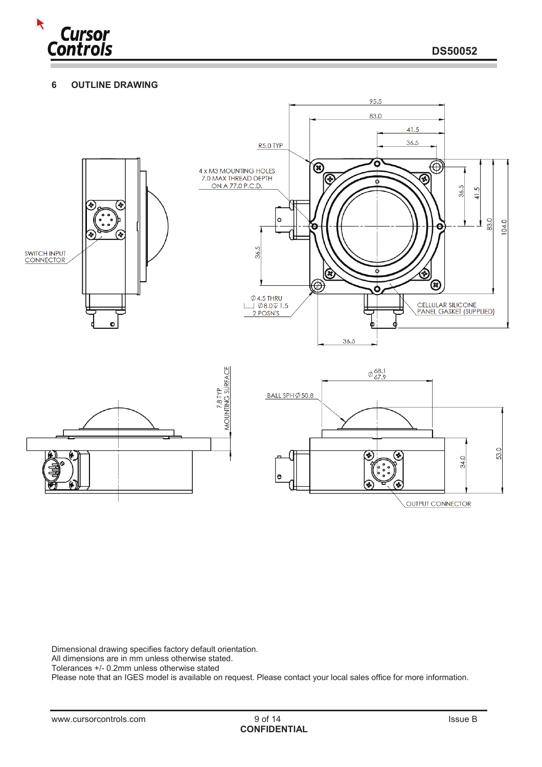## 6 OUTLINE DRAWING

Dimensional drawing specifies factory default orientation.
All dimensions are in mm unless otherwise stated.
Tolerances +/- 0.2mm unless otherwise stated
Please note that an IGES model is available on request. Please contact your local sales office for more information.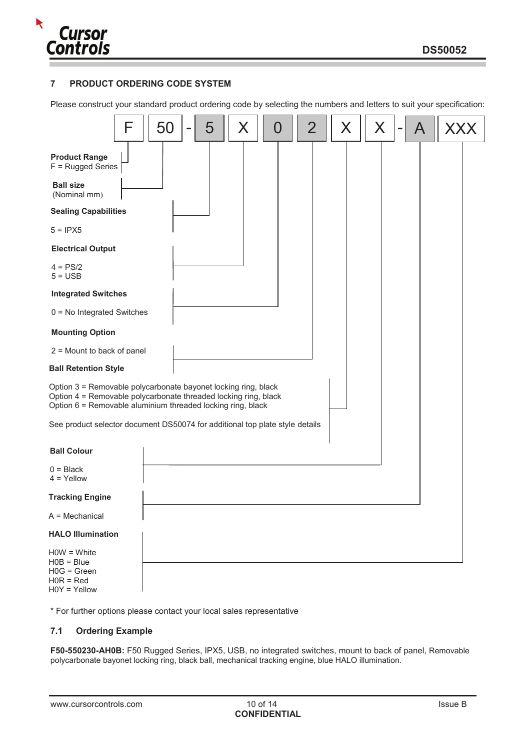## 7 PRODUCT ORDERING CODE SYSTEM

Please construct your standard product ordering code by selecting the numbers and letters to suit your specification:

F 50 - 5 X 0 2 X X - A XXX

**Product Range**
F = Rugged Series

**Ball size**
(Nominal mm)

**Sealing Capabilities**

5 = IPX5

**Electrical Output**

4 = PS/2
5 = USB

**Integrated Switches**

0 = No Integrated Switches

**Mounting Option**

2 = Mount to back of panel

**Ball Retention Style**

Option 3 = Removable polycarbonate bayonet locking ring, black
Option 4 = Removable polycarbonate threaded locking ring, black
Option 6 = Removable aluminium threaded locking ring, black

See product selector document DS50074 for additional top plate style details

**Ball Colour**

0 = Black
4 = Yellow

**Tracking Engine**

A = Mechanical

**HALO Illumination**

H0W = White
H0B = Blue
H0G = Green
H0R = Red
H0Y = Yellow

* For further options please contact your local sales representative

### 7.1 Ordering Example

**F50-550230-AH0B:** F50 Rugged Series, IPX5, USB, no integrated switches, mount to back of panel, Removable polycarbonate bayonet locking ring, black ball, mechanical tracking engine, blue HALO illumination.

CONFIDENTIAL